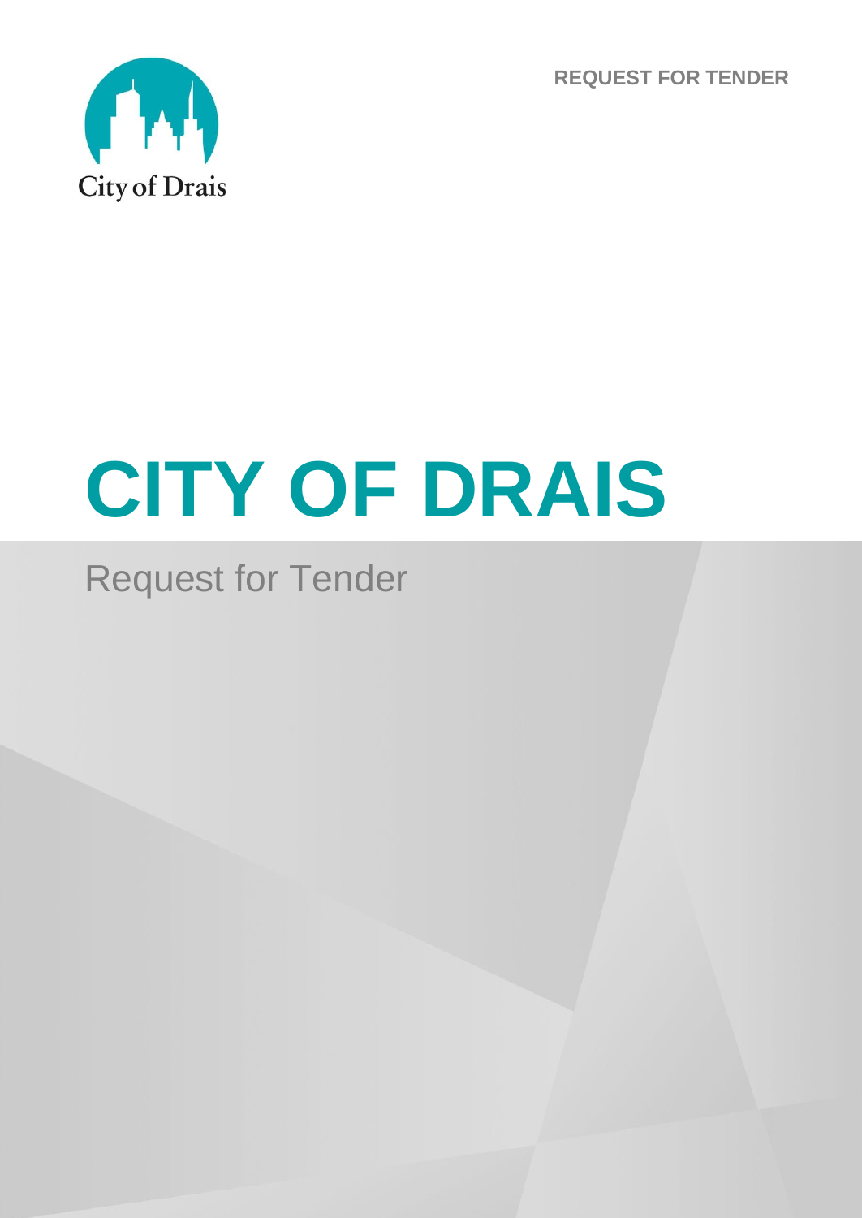REQUEST FOR TENDER

City of Drais

# CITY OF DRAIS

## Request for Tender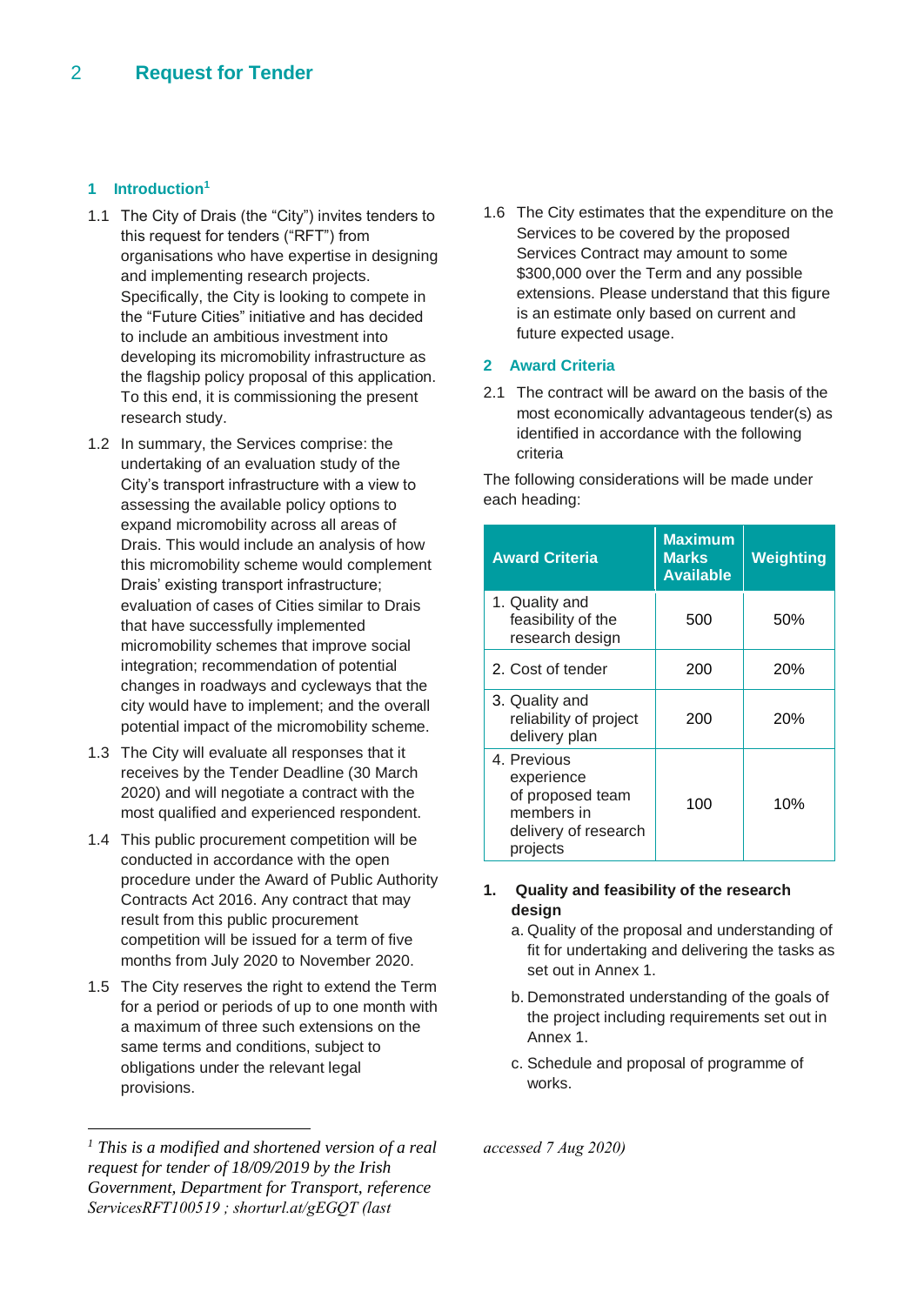## 2 Request for Tender

### 1 Introduction[1]

1.1 The City of Drais (the "City") invites tenders to this request for tenders ("RFT") from organisations who have expertise in designing and implementing research projects. Specifically, the City is looking to compete in the "Future Cities" initiative and has decided to include an ambitious investment into developing its micromobility infrastructure as the flagship policy proposal of this application. To this end, it is commissioning the present research study.

1.2 In summary, the Services comprise: the undertaking of an evaluation study of the City's transport infrastructure with a view to assessing the available policy options to expand micromobility across all areas of Drais. This would include an analysis of how this micromobility scheme would complement Drais' existing transport infrastructure; evaluation of cases of Cities similar to Drais that have successfully implemented micromobility schemes that improve social integration; recommendation of potential changes in roadways and cycleways that the city would have to implement; and the overall potential impact of the micromobility scheme.

1.3 The City will evaluate all responses that it receives by the Tender Deadline (30 March 2020) and will negotiate a contract with the most qualified and experienced respondent.

1.4 This public procurement competition will be conducted in accordance with the open procedure under the Award of Public Authority Contracts Act 2016. Any contract that may result from this public procurement competition will be issued for a term of five months from July 2020 to November 2020.

1.5 The City reserves the right to extend the Term for a period or periods of up to one month with a maximum of three such extensions on the same terms and conditions, subject to obligations under the relevant legal provisions.

1.6 The City estimates that the expenditure on the Services to be covered by the proposed Services Contract may amount to some $300,000 over the Term and any possible extensions. Please understand that this figure is an estimate only based on current and future expected usage.

### 2 Award Criteria

2.1 The contract will be award on the basis of the most economically advantageous tender(s) as identified in accordance with the following criteria

The following considerations will be made under each heading:

| Award Criteria | Maximum Marks Available | Weighting |
|---|---|---|
| 1. Quality and feasibility of the research design | 500 | 50% |
| 2. Cost of tender | 200 | 20% |
| 3. Quality and reliability of project delivery plan | 200 | 20% |
| 4. Previous experience of proposed team members in delivery of research projects | 100 | 10% |

**1. Quality and feasibility of the research design**

a. Quality of the proposal and understanding of fit for undertaking and delivering the tasks as set out in Annex 1.

b. Demonstrated understanding of the goals of the project including requirements set out in Annex 1.

c. Schedule and proposal of programme of works.

---

[1] *This is a modified and shortened version of a real request for tender of 18/09/2019 by the Irish Government, Department for Transport, reference ServicesRFT100519 ; shorturl.at/gEGQT (last accessed 7 Aug 2020)*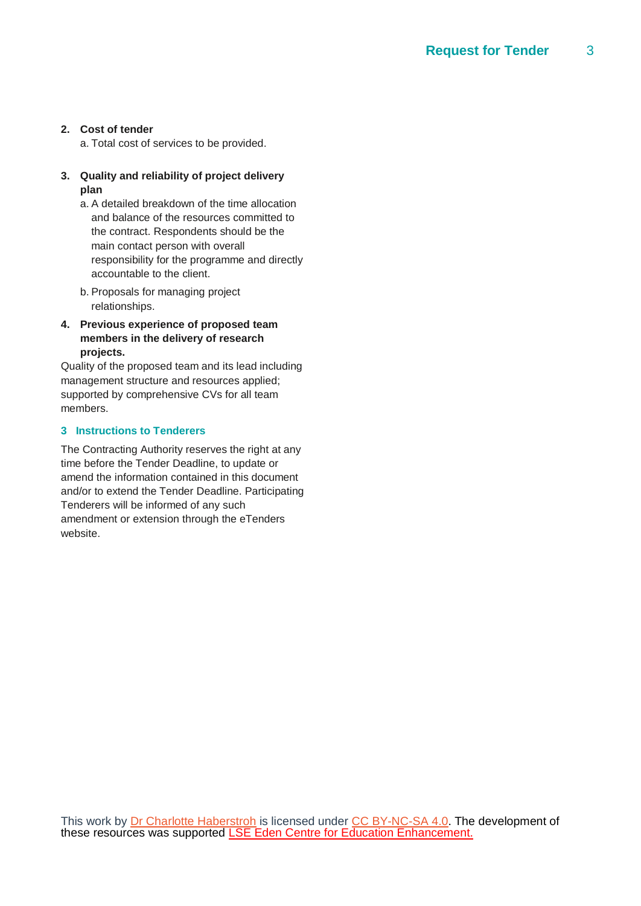2. **Cost of tender**
   a. Total cost of services to be provided.

3. **Quality and reliability of project delivery plan**
   a. A detailed breakdown of the time allocation and balance of the resources committed to the contract. Respondents should be the main contact person with overall responsibility for the programme and directly accountable to the client.
   b. Proposals for managing project relationships.

4. **Previous experience of proposed team members in the delivery of research projects.**

Quality of the proposed team and its lead including management structure and resources applied; supported by comprehensive CVs for all team members.

## 3 Instructions to Tenderers

The Contracting Authority reserves the right at any time before the Tender Deadline, to update or amend the information contained in this document and/or to extend the Tender Deadline. Participating Tenderers will be informed of any such amendment or extension through the eTenders website.

This work by Dr Charlotte Haberstroh is licensed under CC BY-NC-SA 4.0. The development of these resources was supported LSE Eden Centre for Education Enhancement.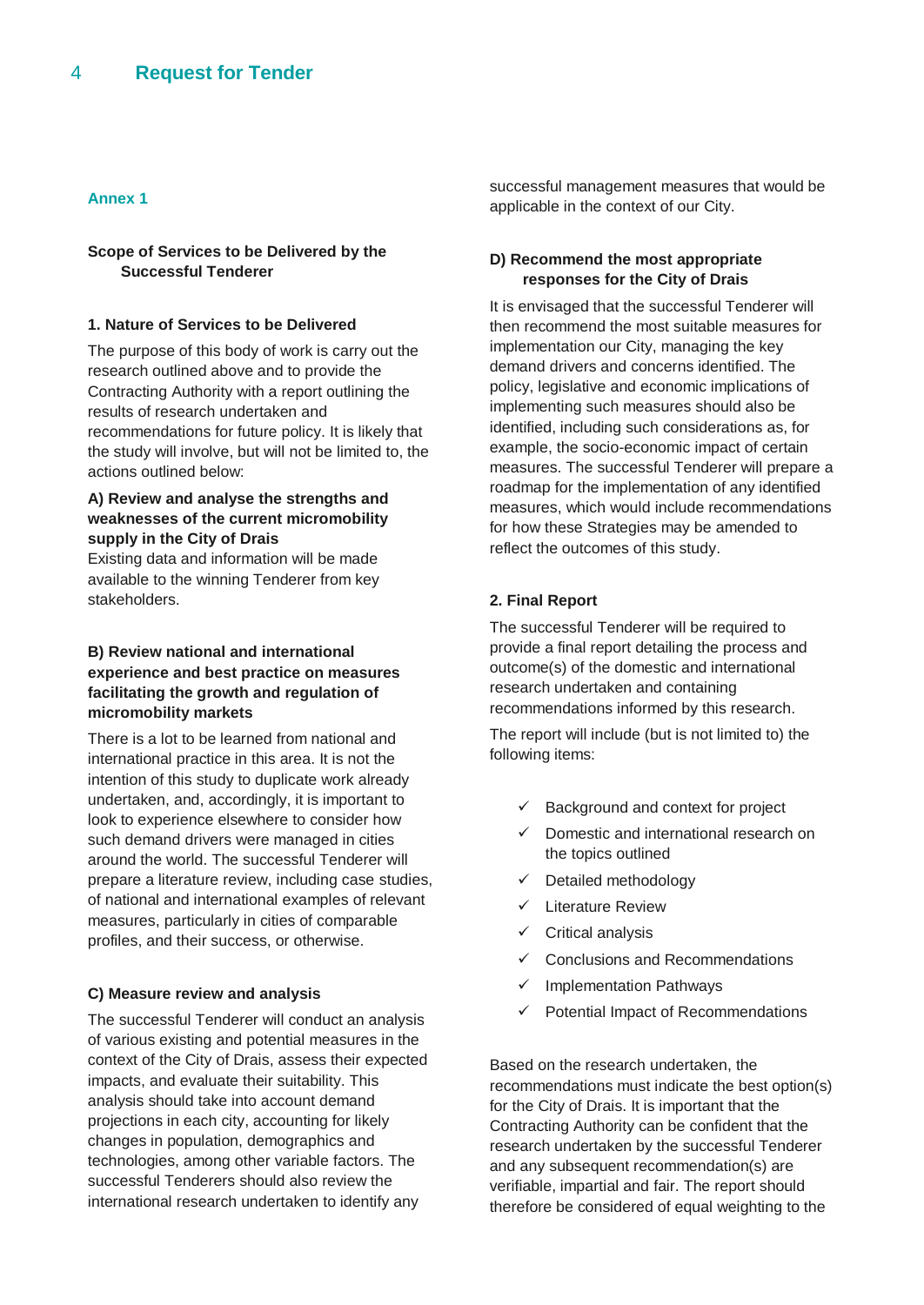## Annex 1

### Scope of Services to be Delivered by the Successful Tenderer

#### 1. Nature of Services to be Delivered

The purpose of this body of work is carry out the research outlined above and to provide the Contracting Authority with a report outlining the results of research undertaken and recommendations for future policy. It is likely that the study will involve, but will not be limited to, the actions outlined below:

**A) Review and analyse the strengths and weaknesses of the current micromobility supply in the City of Drais**

Existing data and information will be made available to the winning Tenderer from key stakeholders.

**B) Review national and international experience and best practice on measures facilitating the growth and regulation of micromobility markets**

There is a lot to be learned from national and international practice in this area. It is not the intention of this study to duplicate work already undertaken, and, accordingly, it is important to look to experience elsewhere to consider how such demand drivers were managed in cities around the world. The successful Tenderer will prepare a literature review, including case studies, of national and international examples of relevant measures, particularly in cities of comparable profiles, and their success, or otherwise.

**C) Measure review and analysis**

The successful Tenderer will conduct an analysis of various existing and potential measures in the context of the City of Drais, assess their expected impacts, and evaluate their suitability. This analysis should take into account demand projections in each city, accounting for likely changes in population, demographics and technologies, among other variable factors. The successful Tenderers should also review the international research undertaken to identify any successful management measures that would be applicable in the context of our City.

**D) Recommend the most appropriate responses for the City of Drais**

It is envisaged that the successful Tenderer will then recommend the most suitable measures for implementation our City, managing the key demand drivers and concerns identified. The policy, legislative and economic implications of implementing such measures should also be identified, including such considerations as, for example, the socio-economic impact of certain measures. The successful Tenderer will prepare a roadmap for the implementation of any identified measures, which would include recommendations for how these Strategies may be amended to reflect the outcomes of this study.

#### 2. Final Report

The successful Tenderer will be required to provide a final report detailing the process and outcome(s) of the domestic and international research undertaken and containing recommendations informed by this research.

The report will include (but is not limited to) the following items:

- ✓ Background and context for project
- ✓ Domestic and international research on the topics outlined
- ✓ Detailed methodology
- ✓ Literature Review
- ✓ Critical analysis
- ✓ Conclusions and Recommendations
- ✓ Implementation Pathways
- ✓ Potential Impact of Recommendations

Based on the research undertaken, the recommendations must indicate the best option(s) for the City of Drais. It is important that the Contracting Authority can be confident that the research undertaken by the successful Tenderer and any subsequent recommendation(s) are verifiable, impartial and fair. The report should therefore be considered of equal weighting to the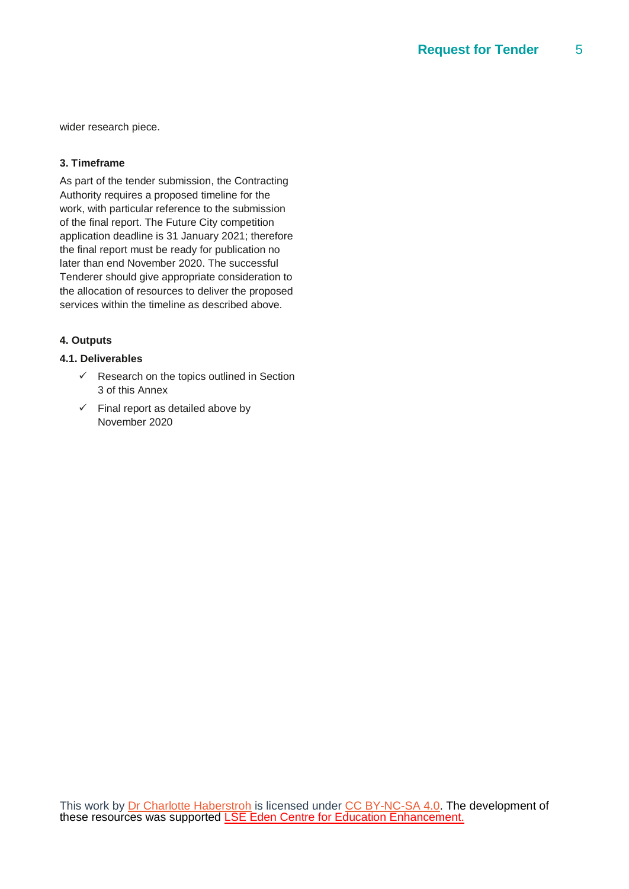wider research piece.

### 3. Timeframe

As part of the tender submission, the Contracting Authority requires a proposed timeline for the work, with particular reference to the submission of the final report. The Future City competition application deadline is 31 January 2021; therefore the final report must be ready for publication no later than end November 2020. The successful Tenderer should give appropriate consideration to the allocation of resources to deliver the proposed services within the timeline as described above.

### 4. Outputs

#### 4.1. Deliverables

- ✓ Research on the topics outlined in Section 3 of this Annex
- ✓ Final report as detailed above by November 2020

This work by Dr Charlotte Haberstroh is licensed under CC BY-NC-SA 4.0. The development of these resources was supported LSE Eden Centre for Education Enhancement.